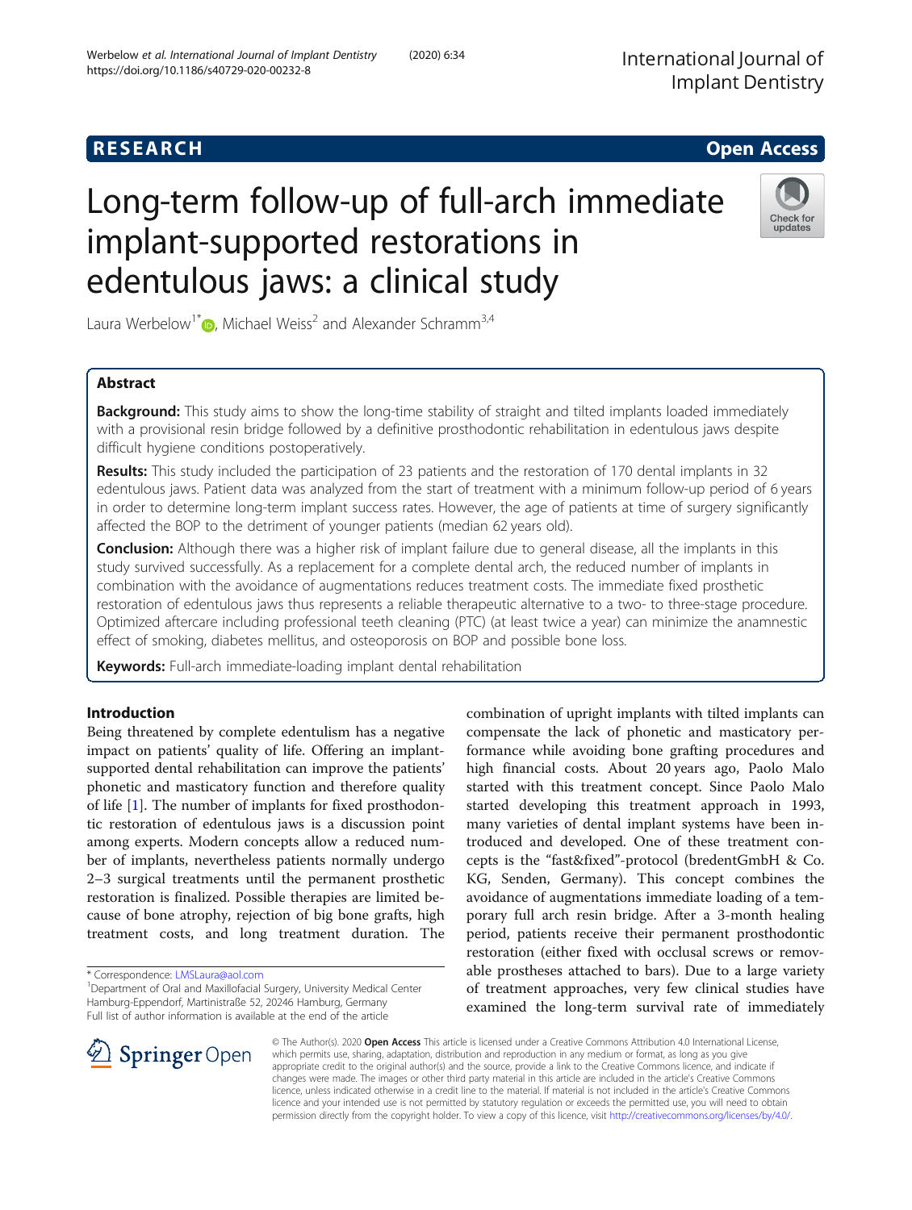RESEARCH

Open Access

# Long-term follow-up of full-arch immediate implant-supported restorations in edentulous jaws: a clinical study

Laura Werbelow[1*], Michael Weiss[2] and Alexander Schramm[3,4]

## Abstract

**Background:** This study aims to show the long-time stability of straight and tilted implants loaded immediately with a provisional resin bridge followed by a definitive prosthodontic rehabilitation in edentulous jaws despite difficult hygiene conditions postoperatively.

**Results:** This study included the participation of 23 patients and the restoration of 170 dental implants in 32 edentulous jaws. Patient data was analyzed from the start of treatment with a minimum follow-up period of 6 years in order to determine long-term implant success rates. However, the age of patients at time of surgery significantly affected the BOP to the detriment of younger patients (median 62 years old).

**Conclusion:** Although there was a higher risk of implant failure due to general disease, all the implants in this study survived successfully. As a replacement for a complete dental arch, the reduced number of implants in combination with the avoidance of augmentations reduces treatment costs. The immediate fixed prosthetic restoration of edentulous jaws thus represents a reliable therapeutic alternative to a two- to three-stage procedure. Optimized aftercare including professional teeth cleaning (PTC) (at least twice a year) can minimize the anamnestic effect of smoking, diabetes mellitus, and osteoporosis on BOP and possible bone loss.

**Keywords:** Full-arch immediate-loading implant dental rehabilitation

## Introduction

Being threatened by complete edentulism has a negative impact on patients' quality of life. Offering an implant-supported dental rehabilitation can improve the patients' phonetic and masticatory function and therefore quality of life [1]. The number of implants for fixed prosthodontic restoration of edentulous jaws is a discussion point among experts. Modern concepts allow a reduced number of implants, nevertheless patients normally undergo 2–3 surgical treatments until the permanent prosthetic restoration is finalized. Possible therapies are limited because of bone atrophy, rejection of big bone grafts, high treatment costs, and long treatment duration. The combination of upright implants with tilted implants can compensate the lack of phonetic and masticatory performance while avoiding bone grafting procedures and high financial costs. About 20 years ago, Paolo Malo started with this treatment concept. Since Paolo Malo started developing this treatment approach in 1993, many varieties of dental implant systems have been introduced and developed. One of these treatment concepts is the "fast&fixed"-protocol (bredentGmbH & Co. KG, Senden, Germany). This concept combines the avoidance of augmentations immediate loading of a temporary full arch resin bridge. After a 3-month healing period, patients receive their permanent prosthodontic restoration (either fixed with occlusal screws or removable prostheses attached to bars). Due to a large variety of treatment approaches, very few clinical studies have examined the long-term survival rate of immediately

\* Correspondence: LMSLaura@aol.com
[1]Department of Oral and Maxillofacial Surgery, University Medical Center Hamburg-Eppendorf, Martinistraße 52, 20246 Hamburg, Germany
Full list of author information is available at the end of the article

© The Author(s). 2020 **Open Access** This article is licensed under a Creative Commons Attribution 4.0 International License, which permits use, sharing, adaptation, distribution and reproduction in any medium or format, as long as you give appropriate credit to the original author(s) and the source, provide a link to the Creative Commons licence, and indicate if changes were made. The images or other third party material in this article are included in the article's Creative Commons licence, unless indicated otherwise in a credit line to the material. If material is not included in the article's Creative Commons licence and your intended use is not permitted by statutory regulation or exceeds the permitted use, you will need to obtain permission directly from the copyright holder. To view a copy of this licence, visit http://creativecommons.org/licenses/by/4.0/.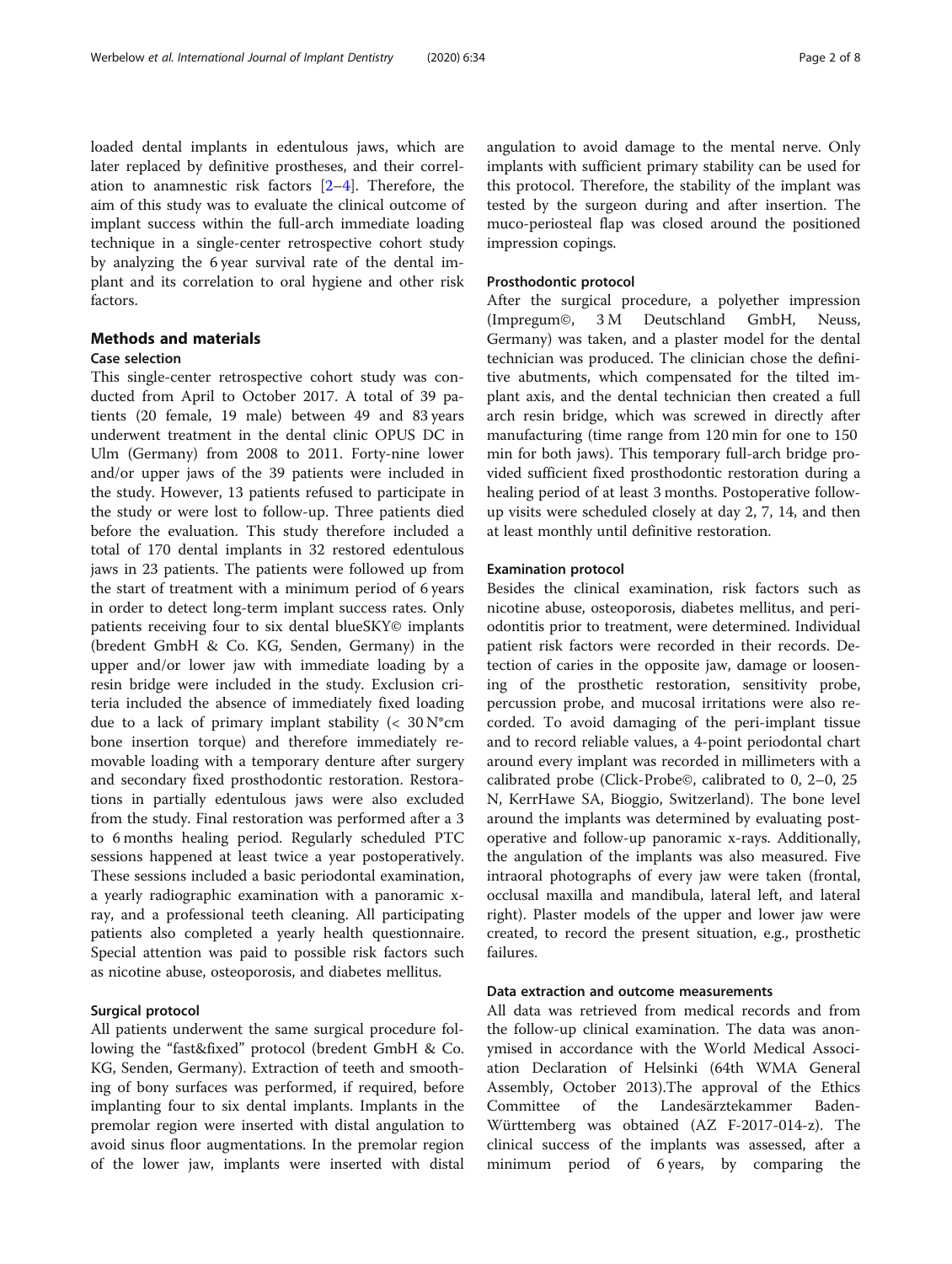loaded dental implants in edentulous jaws, which are later replaced by definitive prostheses, and their correlation to anamnestic risk factors [2–4]. Therefore, the aim of this study was to evaluate the clinical outcome of implant success within the full-arch immediate loading technique in a single-center retrospective cohort study by analyzing the 6 year survival rate of the dental implant and its correlation to oral hygiene and other risk factors.

## Methods and materials

### Case selection

This single-center retrospective cohort study was conducted from April to October 2017. A total of 39 patients (20 female, 19 male) between 49 and 83 years underwent treatment in the dental clinic OPUS DC in Ulm (Germany) from 2008 to 2011. Forty-nine lower and/or upper jaws of the 39 patients were included in the study. However, 13 patients refused to participate in the study or were lost to follow-up. Three patients died before the evaluation. This study therefore included a total of 170 dental implants in 32 restored edentulous jaws in 23 patients. The patients were followed up from the start of treatment with a minimum period of 6 years in order to detect long-term implant success rates. Only patients receiving four to six dental blueSKY© implants (bredent GmbH & Co. KG, Senden, Germany) in the upper and/or lower jaw with immediate loading by a resin bridge were included in the study. Exclusion criteria included the absence of immediately fixed loading due to a lack of primary implant stability (< 30 N*cm bone insertion torque) and therefore immediately removable loading with a temporary denture after surgery and secondary fixed prosthodontic restoration. Restorations in partially edentulous jaws were also excluded from the study. Final restoration was performed after a 3 to 6 months healing period. Regularly scheduled PTC sessions happened at least twice a year postoperatively. These sessions included a basic periodontal examination, a yearly radiographic examination with a panoramic x-ray, and a professional teeth cleaning. All participating patients also completed a yearly health questionnaire. Special attention was paid to possible risk factors such as nicotine abuse, osteoporosis, and diabetes mellitus.

### Surgical protocol

All patients underwent the same surgical procedure following the "fast&fixed" protocol (bredent GmbH & Co. KG, Senden, Germany). Extraction of teeth and smoothing of bony surfaces was performed, if required, before implanting four to six dental implants. Implants in the premolar region were inserted with distal angulation to avoid sinus floor augmentations. In the premolar region of the lower jaw, implants were inserted with distal angulation to avoid damage to the mental nerve. Only implants with sufficient primary stability can be used for this protocol. Therefore, the stability of the implant was tested by the surgeon during and after insertion. The muco-periosteal flap was closed around the positioned impression copings.

### Prosthodontic protocol

After the surgical procedure, a polyether impression (Impregum©, 3 M Deutschland GmbH, Neuss, Germany) was taken, and a plaster model for the dental technician was produced. The clinician chose the definitive abutments, which compensated for the tilted implant axis, and the dental technician then created a full arch resin bridge, which was screwed in directly after manufacturing (time range from 120 min for one to 150 min for both jaws). This temporary full-arch bridge provided sufficient fixed prosthodontic restoration during a healing period of at least 3 months. Postoperative follow-up visits were scheduled closely at day 2, 7, 14, and then at least monthly until definitive restoration.

### Examination protocol

Besides the clinical examination, risk factors such as nicotine abuse, osteoporosis, diabetes mellitus, and periodontitis prior to treatment, were determined. Individual patient risk factors were recorded in their records. Detection of caries in the opposite jaw, damage or loosening of the prosthetic restoration, sensitivity probe, percussion probe, and mucosal irritations were also recorded. To avoid damaging of the peri-implant tissue and to record reliable values, a 4-point periodontal chart around every implant was recorded in millimeters with a calibrated probe (Click-Probe©, calibrated to 0, 2–0, 25 N, KerrHawe SA, Bioggio, Switzerland). The bone level around the implants was determined by evaluating postoperative and follow-up panoramic x-rays. Additionally, the angulation of the implants was also measured. Five intraoral photographs of every jaw were taken (frontal, occlusal maxilla and mandibula, lateral left, and lateral right). Plaster models of the upper and lower jaw were created, to record the present situation, e.g., prosthetic failures.

### Data extraction and outcome measurements

All data was retrieved from medical records and from the follow-up clinical examination. The data was anonymised in accordance with the World Medical Association Declaration of Helsinki (64th WMA General Assembly, October 2013).The approval of the Ethics Committee of the Landesärztekammer Baden-Württemberg was obtained (AZ F-2017-014-z). The clinical success of the implants was assessed, after a minimum period of 6 years, by comparing the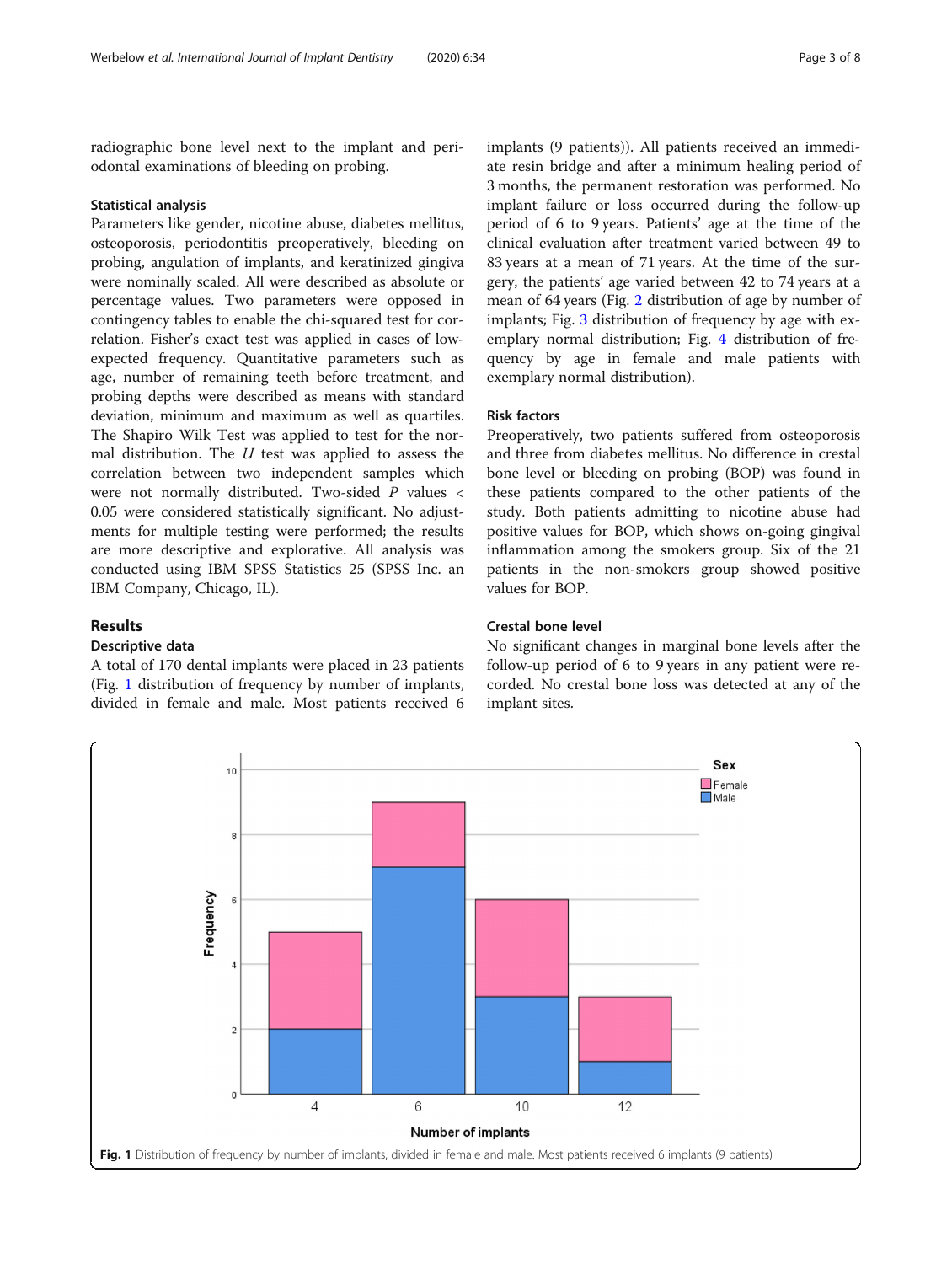radiographic bone level next to the implant and periodontal examinations of bleeding on probing.

### Statistical analysis

Parameters like gender, nicotine abuse, diabetes mellitus, osteoporosis, periodontitis preoperatively, bleeding on probing, angulation of implants, and keratinized gingiva were nominally scaled. All were described as absolute or percentage values. Two parameters were opposed in contingency tables to enable the chi-squared test for correlation. Fisher's exact test was applied in cases of low-expected frequency. Quantitative parameters such as age, number of remaining teeth before treatment, and probing depths were described as means with standard deviation, minimum and maximum as well as quartiles. The Shapiro Wilk Test was applied to test for the normal distribution. The *U* test was applied to assess the correlation between two independent samples which were not normally distributed. Two-sided *P* values < 0.05 were considered statistically significant. No adjustments for multiple testing were performed; the results are more descriptive and explorative. All analysis was conducted using IBM SPSS Statistics 25 (SPSS Inc. an IBM Company, Chicago, IL).

## Results

### Descriptive data

A total of 170 dental implants were placed in 23 patients (Fig. 1 distribution of frequency by number of implants, divided in female and male. Most patients received 6 implants (9 patients)). All patients received an immediate resin bridge and after a minimum healing period of 3 months, the permanent restoration was performed. No implant failure or loss occurred during the follow-up period of 6 to 9 years. Patients' age at the time of the clinical evaluation after treatment varied between 49 to 83 years at a mean of 71 years. At the time of the surgery, the patients' age varied between 42 to 74 years at a mean of 64 years (Fig. 2 distribution of age by number of implants; Fig. 3 distribution of frequency by age with exemplary normal distribution; Fig. 4 distribution of frequency by age in female and male patients with exemplary normal distribution).

### Risk factors

Preoperatively, two patients suffered from osteoporosis and three from diabetes mellitus. No difference in crestal bone level or bleeding on probing (BOP) was found in these patients compared to the other patients of the study. Both patients admitting to nicotine abuse had positive values for BOP, which shows on-going gingival inflammation among the smokers group. Six of the 21 patients in the non-smokers group showed positive values for BOP.

### Crestal bone level

No significant changes in marginal bone levels after the follow-up period of 6 to 9 years in any patient were recorded. No crestal bone loss was detected at any of the implant sites.

**Fig. 1** Distribution of frequency by number of implants, divided in female and male. Most patients received 6 implants (9 patients)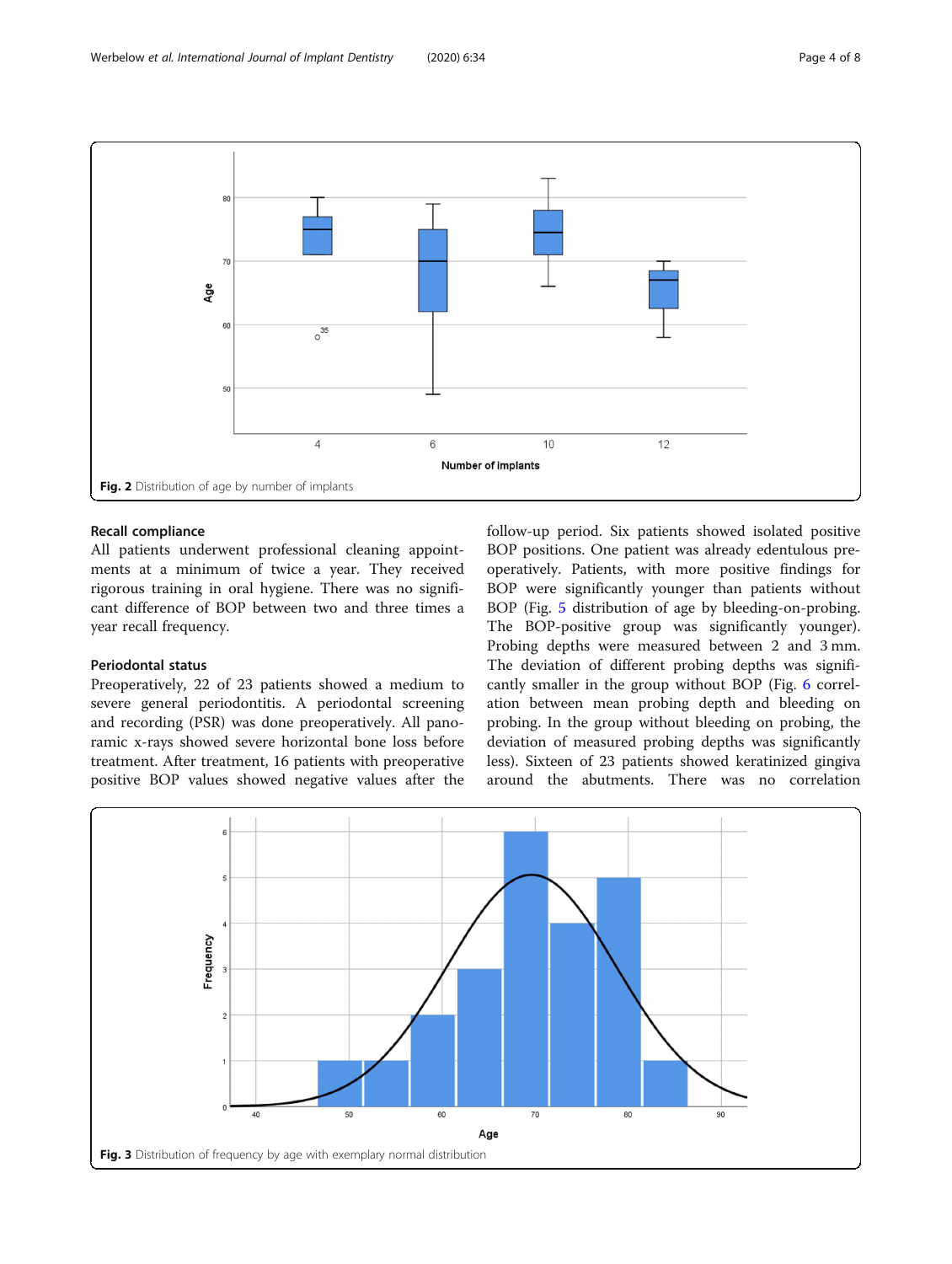Fig. 2 Distribution of age by number of implants

### Recall compliance

All patients underwent professional cleaning appointments at a minimum of twice a year. They received rigorous training in oral hygiene. There was no significant difference of BOP between two and three times a year recall frequency.

### Periodontal status

Preoperatively, 22 of 23 patients showed a medium to severe general periodontitis. A periodontal screening and recording (PSR) was done preoperatively. All panoramic x-rays showed severe horizontal bone loss before treatment. After treatment, 16 patients with preoperative positive BOP values showed negative values after the follow-up period. Six patients showed isolated positive BOP positions. One patient was already edentulous preoperatively. Patients, with more positive findings for BOP were significantly younger than patients without BOP (Fig. 5 distribution of age by bleeding-on-probing. The BOP-positive group was significantly younger). Probing depths were measured between 2 and 3 mm. The deviation of different probing depths was significantly smaller in the group without BOP (Fig. 6 correlation between mean probing depth and bleeding on probing. In the group without bleeding on probing, the deviation of measured probing depths was significantly less). Sixteen of 23 patients showed keratinized gingiva around the abutments. There was no correlation

Fig. 3 Distribution of frequency by age with exemplary normal distribution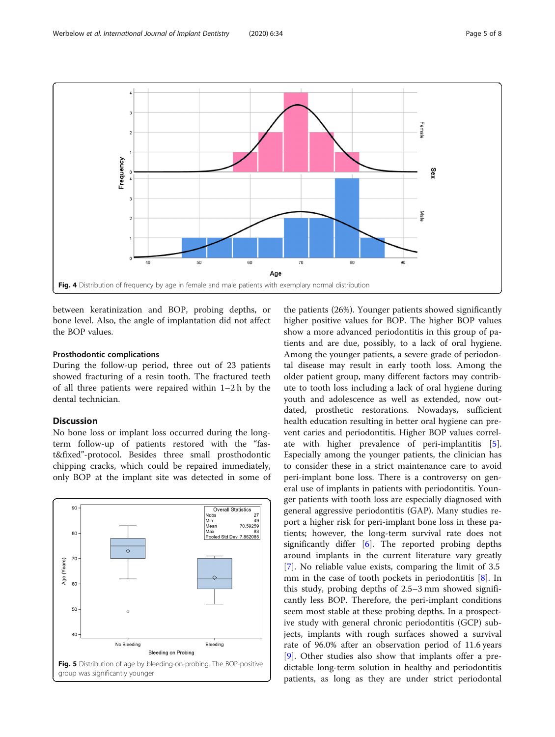Fig. 4 Distribution of frequency by age in female and male patients with exemplary normal distribution

between keratinization and BOP, probing depths, or bone level. Also, the angle of implantation did not affect the BOP values.

### Prosthodontic complications

During the follow-up period, three out of 23 patients showed fracturing of a resin tooth. The fractured teeth of all three patients were repaired within 1–2 h by the dental technician.

## Discussion

No bone loss or implant loss occurred during the long-term follow-up of patients restored with the "fast&fixed"-protocol. Besides three small prosthodontic chipping cracks, which could be repaired immediately, only BOP at the implant site was detected in some of the patients (26%). Younger patients showed significantly higher positive values for BOP. The higher BOP values show a more advanced periodontitis in this group of patients and are due, possibly, to a lack of oral hygiene. Among the younger patients, a severe grade of periodontal disease may result in early tooth loss. Among the older patient group, many different factors may contribute to tooth loss including a lack of oral hygiene during youth and adolescence as well as extended, now outdated, prosthetic restorations. Nowadays, sufficient health education resulting in better oral hygiene can prevent caries and periodontitis. Higher BOP values correlate with higher prevalence of peri-implantitis [5]. Especially among the younger patients, the clinician has to consider these in a strict maintenance care to avoid peri-implant bone loss. There is a controversy on general use of implants in patients with periodontitis. Younger patients with tooth loss are especially diagnosed with general aggressive periodontitis (GAP). Many studies report a higher risk for peri-implant bone loss in these patients; however, the long-term survival rate does not significantly differ [6]. The reported probing depths around implants in the current literature vary greatly [7]. No reliable value exists, comparing the limit of 3.5 mm in the case of tooth pockets in periodontitis [8]. In this study, probing depths of 2.5–3 mm showed significantly less BOP. Therefore, the peri-implant conditions seem most stable at these probing depths. In a prospective study with general chronic periodontitis (GCP) subjects, implants with rough surfaces showed a survival rate of 96.0% after an observation period of 11.6 years [9]. Other studies also show that implants offer a predictable long-term solution in healthy and periodontitis patients, as long as they are under strict periodontal

Fig. 5 Distribution of age by bleeding-on-probing. The BOP-positive group was significantly younger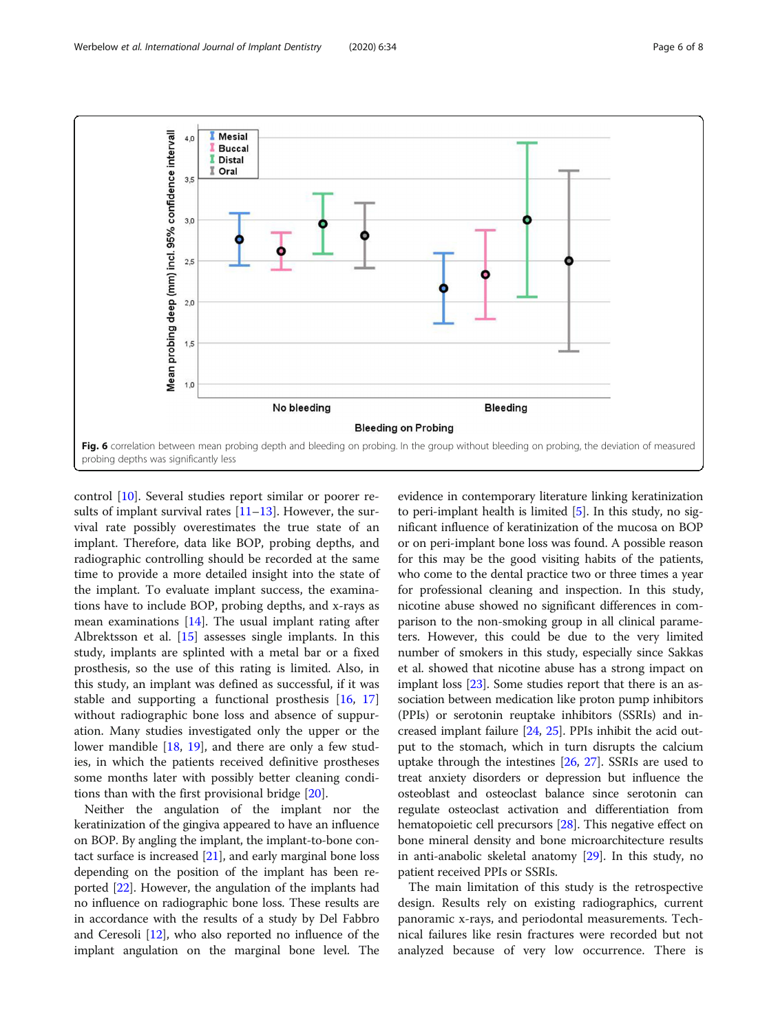Fig. 6 correlation between mean probing depth and bleeding on probing. In the group without bleeding on probing, the deviation of measured probing depths was significantly less

control [10]. Several studies report similar or poorer results of implant survival rates [11–13]. However, the survival rate possibly overestimates the true state of an implant. Therefore, data like BOP, probing depths, and radiographic controlling should be recorded at the same time to provide a more detailed insight into the state of the implant. To evaluate implant success, the examinations have to include BOP, probing depths, and x-rays as mean examinations [14]. The usual implant rating after Albrektsson et al. [15] assesses single implants. In this study, implants are splinted with a metal bar or a fixed prosthesis, so the use of this rating is limited. Also, in this study, an implant was defined as successful, if it was stable and supporting a functional prosthesis [16, 17] without radiographic bone loss and absence of suppuration. Many studies investigated only the upper or the lower mandible [18, 19], and there are only a few studies, in which the patients received definitive prostheses some months later with possibly better cleaning conditions than with the first provisional bridge [20].

Neither the angulation of the implant nor the keratinization of the gingiva appeared to have an influence on BOP. By angling the implant, the implant-to-bone contact surface is increased [21], and early marginal bone loss depending on the position of the implant has been reported [22]. However, the angulation of the implants had no influence on radiographic bone loss. These results are in accordance with the results of a study by Del Fabbro and Ceresoli [12], who also reported no influence of the implant angulation on the marginal bone level. The evidence in contemporary literature linking keratinization to peri-implant health is limited [5]. In this study, no significant influence of keratinization of the mucosa on BOP or on peri-implant bone loss was found. A possible reason for this may be the good visiting habits of the patients, who come to the dental practice two or three times a year for professional cleaning and inspection. In this study, nicotine abuse showed no significant differences in comparison to the non-smoking group in all clinical parameters. However, this could be due to the very limited number of smokers in this study, especially since Sakkas et al. showed that nicotine abuse has a strong impact on implant loss [23]. Some studies report that there is an association between medication like proton pump inhibitors (PPIs) or serotonin reuptake inhibitors (SSRIs) and increased implant failure [24, 25]. PPIs inhibit the acid output to the stomach, which in turn disrupts the calcium uptake through the intestines [26, 27]. SSRIs are used to treat anxiety disorders or depression but influence the osteoblast and osteoclast balance since serotonin can regulate osteoclast activation and differentiation from hematopoietic cell precursors [28]. This negative effect on bone mineral density and bone microarchitecture results in anti-anabolic skeletal anatomy [29]. In this study, no patient received PPIs or SSRIs.

The main limitation of this study is the retrospective design. Results rely on existing radiographics, current panoramic x-rays, and periodontal measurements. Technical failures like resin fractures were recorded but not analyzed because of very low occurrence. There is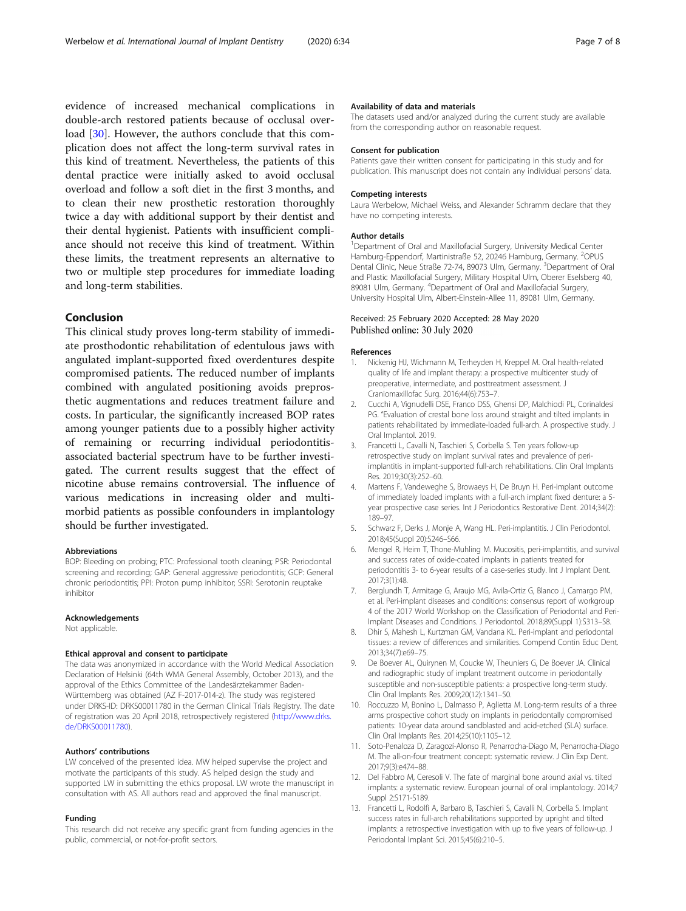evidence of increased mechanical complications in double-arch restored patients because of occlusal overload [30]. However, the authors conclude that this complication does not affect the long-term survival rates in this kind of treatment. Nevertheless, the patients of this dental practice were initially asked to avoid occlusal overload and follow a soft diet in the first 3 months, and to clean their new prosthetic restoration thoroughly twice a day with additional support by their dentist and their dental hygienist. Patients with insufficient compliance should not receive this kind of treatment. Within these limits, the treatment represents an alternative to two or multiple step procedures for immediate loading and long-term stabilities.

## Conclusion

This clinical study proves long-term stability of immediate prosthodontic rehabilitation of edentulous jaws with angulated implant-supported fixed overdentures despite compromised patients. The reduced number of implants combined with angulated positioning avoids preprosthetic augmentations and reduces treatment failure and costs. In particular, the significantly increased BOP rates among younger patients due to a possibly higher activity of remaining or recurring individual periodontitis-associated bacterial spectrum have to be further investigated. The current results suggest that the effect of nicotine abuse remains controversial. The influence of various medications in increasing older and multimorbid patients as possible confounders in implantology should be further investigated.

#### Abbreviations

BOP: Bleeding on probing; PTC: Professional tooth cleaning; PSR: Periodontal screening and recording; GAP: General aggressive periodontitis; GCP: General chronic periodontitis; PPI: Proton pump inhibitor; SSRI: Serotonin reuptake inhibitor

#### Acknowledgements

Not applicable.

#### Ethical approval and consent to participate

The data was anonymized in accordance with the World Medical Association Declaration of Helsinki (64th WMA General Assembly, October 2013), and the approval of the Ethics Committee of the Landesärztekammer Baden-Württemberg was obtained (AZ F-2017-014-z). The study was registered under DRKS-ID: DRKS00011780 in the German Clinical Trials Registry. The date of registration was 20 April 2018, retrospectively registered (http://www.drks.de/DRKS00011780).

#### Authors' contributions

LW conceived of the presented idea. MW helped supervise the project and motivate the participants of this study. AS helped design the study and supported LW in submitting the ethics proposal. LW wrote the manuscript in consultation with AS. All authors read and approved the final manuscript.

#### Funding

This research did not receive any specific grant from funding agencies in the public, commercial, or not-for-profit sectors.

#### Availability of data and materials

The datasets used and/or analyzed during the current study are available from the corresponding author on reasonable request.

#### Consent for publication

Patients gave their written consent for participating in this study and for publication. This manuscript does not contain any individual persons' data.

#### Competing interests

Laura Werbelow, Michael Weiss, and Alexander Schramm declare that they have no competing interests.

#### Author details

[1]Department of Oral and Maxillofacial Surgery, University Medical Center Hamburg-Eppendorf, Martinistraße 52, 20246 Hamburg, Germany. [2]OPUS Dental Clinic, Neue Straße 72-74, 89073 Ulm, Germany. [3]Department of Oral and Plastic Maxillofacial Surgery, Military Hospital Ulm, Oberer Eselsberg 40, 89081 Ulm, Germany. [4]Department of Oral and Maxillofacial Surgery, University Hospital Ulm, Albert-Einstein-Allee 11, 89081 Ulm, Germany.

Received: 25 February 2020 Accepted: 28 May 2020
Published online: 30 July 2020

#### References

1. Nickenig HJ, Wichmann M, Terheyden H, Kreppel M. Oral health-related quality of life and implant therapy: a prospective multicenter study of preoperative, intermediate, and posttreatment assessment. J Craniomaxillofac Surg. 2016;44(6):753–7.
2. Cucchi A, Vignudelli DSE, Franco DSS, Ghensi DP, Malchiodi PL, Corinaldesi PG. "Evaluation of crestal bone loss around straight and tilted implants in patients rehabilitated by immediate-loaded full-arch. A prospective study. J Oral Implantol. 2019.
3. Francetti L, Cavalli N, Taschieri S, Corbella S. Ten years follow-up retrospective study on implant survival rates and prevalence of peri-implantitis in implant-supported full-arch rehabilitations. Clin Oral Implants Res. 2019;30(3):252–60.
4. Martens F, Vandeweghe S, Browaeys H, De Bruyn H. Peri-implant outcome of immediately loaded implants with a full-arch implant fixed denture: a 5-year prospective case series. Int J Periodontics Restorative Dent. 2014;34(2):189–97.
5. Schwarz F, Derks J, Monje A, Wang HL. Peri-implantitis. J Clin Periodontol. 2018;45(Suppl 20):S246–S66.
6. Mengel R, Heim T, Thone-Muhling M. Mucositis, peri-implantitis, and survival and success rates of oxide-coated implants in patients treated for periodontitis 3- to 6-year results of a case-series study. Int J Implant Dent. 2017;3(1):48.
7. Berglundh T, Armitage G, Araujo MG, Avila-Ortiz G, Blanco J, Camargo PM, et al. Peri-implant diseases and conditions: consensus report of workgroup 4 of the 2017 World Workshop on the Classification of Periodontal and Peri-Implant Diseases and Conditions. J Periodontol. 2018;89(Suppl 1):S313–S8.
8. Dhir S, Mahesh L, Kurtzman GM, Vandana KL. Peri-implant and periodontal tissues: a review of differences and similarities. Compend Contin Educ Dent. 2013;34(7):e69–75.
9. De Boever AL, Quirynen M, Coucke W, Theuniers G, De Boever JA. Clinical and radiographic study of implant treatment outcome in periodontally susceptible and non-susceptible patients: a prospective long-term study. Clin Oral Implants Res. 2009;20(12):1341–50.
10. Roccuzzo M, Bonino L, Dalmasso P, Aglietta M. Long-term results of a three arms prospective cohort study on implants in periodontally compromised patients: 10-year data around sandblasted and acid-etched (SLA) surface. Clin Oral Implants Res. 2014;25(10):1105–12.
11. Soto-Penaloza D, Zaragozí-Alonso R, Penarrocha-Diago M, Penarrocha-Diago M. The all-on-four treatment concept: systematic review. J Clin Exp Dent. 2017;9(3):e474–88.
12. Del Fabbro M, Ceresoli V. The fate of marginal bone around axial vs. tilted implants: a systematic review. European journal of oral implantology. 2014;7 Suppl 2:S171-S189.
13. Francetti L, Rodolfi A, Barbaro B, Taschieri S, Cavalli N, Corbella S. Implant success rates in full-arch rehabilitations supported by upright and tilted implants: a retrospective investigation with up to five years of follow-up. J Periodontal Implant Sci. 2015;45(6):210–5.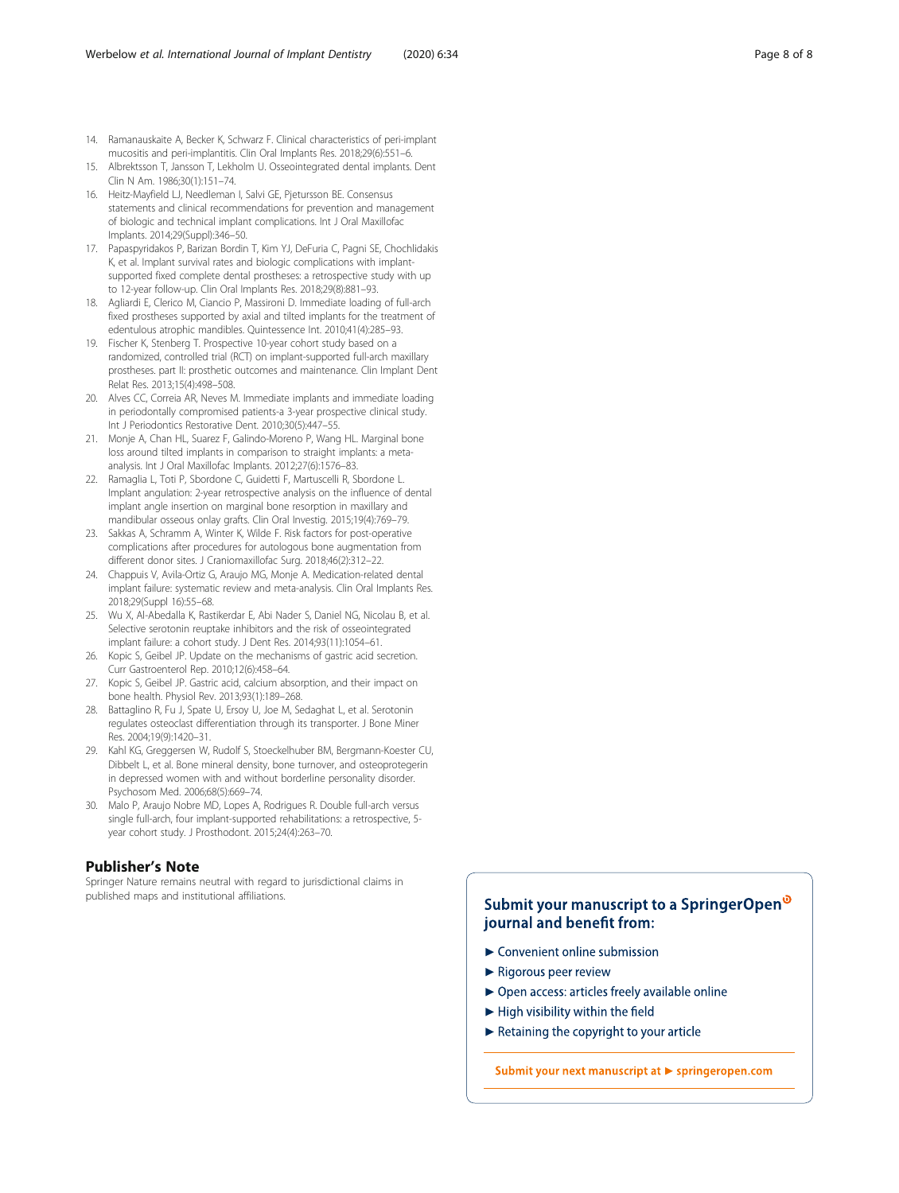14. Ramanauskaite A, Becker K, Schwarz F. Clinical characteristics of peri-implant mucositis and peri-implantitis. Clin Oral Implants Res. 2018;29(6):551–6.
15. Albrektsson T, Jansson T, Lekholm U. Osseointegrated dental implants. Dent Clin N Am. 1986;30(1):151–74.
16. Heitz-Mayfield LJ, Needleman I, Salvi GE, Pjetursson BE. Consensus statements and clinical recommendations for prevention and management of biologic and technical implant complications. Int J Oral Maxillofac Implants. 2014;29(Suppl):346–50.
17. Papaspyridakos P, Barizan Bordin T, Kim YJ, DeFuria C, Pagni SE, Chochlidakis K, et al. Implant survival rates and biologic complications with implant-supported fixed complete dental prostheses: a retrospective study with up to 12-year follow-up. Clin Oral Implants Res. 2018;29(8):881–93.
18. Agliardi E, Clerico M, Ciancio P, Massironi D. Immediate loading of full-arch fixed prostheses supported by axial and tilted implants for the treatment of edentulous atrophic mandibles. Quintessence Int. 2010;41(4):285–93.
19. Fischer K, Stenberg T. Prospective 10-year cohort study based on a randomized, controlled trial (RCT) on implant-supported full-arch maxillary prostheses. part II: prosthetic outcomes and maintenance. Clin Implant Dent Relat Res. 2013;15(4):498–508.
20. Alves CC, Correia AR, Neves M. Immediate implants and immediate loading in periodontally compromised patients-a 3-year prospective clinical study. Int J Periodontics Restorative Dent. 2010;30(5):447–55.
21. Monje A, Chan HL, Suarez F, Galindo-Moreno P, Wang HL. Marginal bone loss around tilted implants in comparison to straight implants: a meta-analysis. Int J Oral Maxillofac Implants. 2012;27(6):1576–83.
22. Ramaglia L, Toti P, Sbordone C, Guidetti F, Martuscelli R, Sbordone L. Implant angulation: 2-year retrospective analysis on the influence of dental implant angle insertion on marginal bone resorption in maxillary and mandibular osseous onlay grafts. Clin Oral Investig. 2015;19(4):769–79.
23. Sakkas A, Schramm A, Winter K, Wilde F. Risk factors for post-operative complications after procedures for autologous bone augmentation from different donor sites. J Craniomaxillofac Surg. 2018;46(2):312–22.
24. Chappuis V, Avila-Ortiz G, Araujo MG, Monje A. Medication-related dental implant failure: systematic review and meta-analysis. Clin Oral Implants Res. 2018;29(Suppl 16):55–68.
25. Wu X, Al-Abedalla K, Rastikerdar E, Abi Nader S, Daniel NG, Nicolau B, et al. Selective serotonin reuptake inhibitors and the risk of osseointegrated implant failure: a cohort study. J Dent Res. 2014;93(11):1054–61.
26. Kopic S, Geibel JP. Update on the mechanisms of gastric acid secretion. Curr Gastroenterol Rep. 2010;12(6):458–64.
27. Kopic S, Geibel JP. Gastric acid, calcium absorption, and their impact on bone health. Physiol Rev. 2013;93(1):189–268.
28. Battaglino R, Fu J, Spate U, Ersoy U, Joe M, Sedaghat L, et al. Serotonin regulates osteoclast differentiation through its transporter. J Bone Miner Res. 2004;19(9):1420–31.
29. Kahl KG, Greggersen W, Rudolf S, Stoeckelhuber BM, Bergmann-Koester CU, Dibbelt L, et al. Bone mineral density, bone turnover, and osteoprotegerin in depressed women with and without borderline personality disorder. Psychosom Med. 2006;68(5):669–74.
30. Malo P, Araujo Nobre MD, Lopes A, Rodrigues R. Double full-arch versus single full-arch, four implant-supported rehabilitations: a retrospective, 5-year cohort study. J Prosthodont. 2015;24(4):263–70.

## Publisher's Note

Springer Nature remains neutral with regard to jurisdictional claims in published maps and institutional affiliations.

**Submit your manuscript to a SpringerOpen journal and benefit from:**

- ► Convenient online submission
- ► Rigorous peer review
- ► Open access: articles freely available online
- ► High visibility within the field
- ► Retaining the copyright to your article

**Submit your next manuscript at ► springeropen.com**